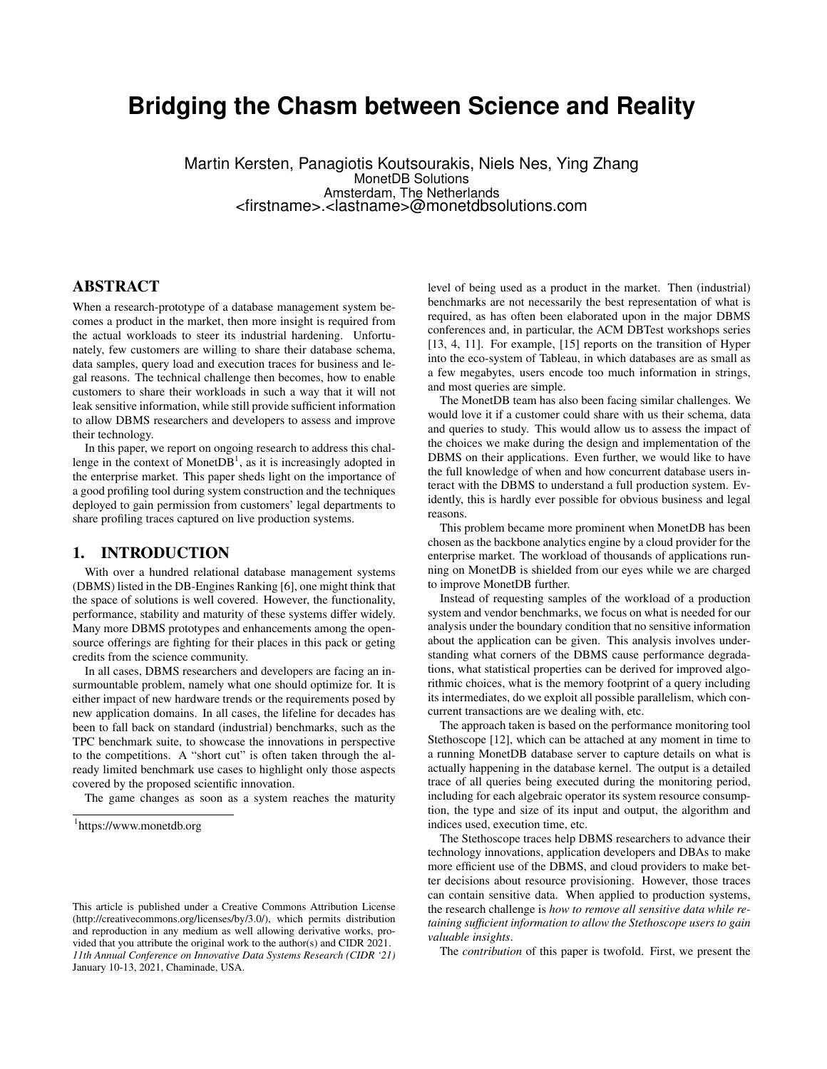# Bridging the Chasm between Science and Reality

Martin Kersten, Panagiotis Koutsourakis, Niels Nes, Ying Zhang
MonetDB Solutions
Amsterdam, The Netherlands
<firstname>.<lastname>@monetdbsolutions.com

## ABSTRACT

When a research-prototype of a database management system becomes a product in the market, then more insight is required from the actual workloads to steer its industrial hardening. Unfortunately, few customers are willing to share their database schema, data samples, query load and execution traces for business and legal reasons. The technical challenge then becomes, how to enable customers to share their workloads in such a way that it will not leak sensitive information, while still provide sufficient information to allow DBMS researchers and developers to assess and improve their technology.

In this paper, we report on ongoing research to address this challenge in the context of MonetDB[1], as it is increasingly adopted in the enterprise market. This paper sheds light on the importance of a good profiling tool during system construction and the techniques deployed to gain permission from customers' legal departments to share profiling traces captured on live production systems.

## 1. INTRODUCTION

With over a hundred relational database management systems (DBMS) listed in the DB-Engines Ranking [6], one might think that the space of solutions is well covered. However, the functionality, performance, stability and maturity of these systems differ widely. Many more DBMS prototypes and enhancements among the open-source offerings are fighting for their places in this pack or geting credits from the science community.

In all cases, DBMS researchers and developers are facing an insurmountable problem, namely what one should optimize for. It is either impact of new hardware trends or the requirements posed by new application domains. In all cases, the lifeline for decades has been to fall back on standard (industrial) benchmarks, such as the TPC benchmark suite, to showcase the innovations in perspective to the competitions. A "short cut" is often taken through the already limited benchmark use cases to highlight only those aspects covered by the proposed scientific innovation.

The game changes as soon as a system reaches the maturity level of being used as a product in the market. Then (industrial) benchmarks are not necessarily the best representation of what is required, as has often been elaborated upon in the major DBMS conferences and, in particular, the ACM DBTest workshops series [13, 4, 11]. For example, [15] reports on the transition of Hyper into the eco-system of Tableau, in which databases are as small as a few megabytes, users encode too much information in strings, and most queries are simple.

The MonetDB team has also been facing similar challenges. We would love it if a customer could share with us their schema, data and queries to study. This would allow us to assess the impact of the choices we make during the design and implementation of the DBMS on their applications. Even further, we would like to have the full knowledge of when and how concurrent database users interact with the DBMS to understand a full production system. Evidently, this is hardly ever possible for obvious business and legal reasons.

This problem became more prominent when MonetDB has been chosen as the backbone analytics engine by a cloud provider for the enterprise market. The workload of thousands of applications running on MonetDB is shielded from our eyes while we are charged to improve MonetDB further.

Instead of requesting samples of the workload of a production system and vendor benchmarks, we focus on what is needed for our analysis under the boundary condition that no sensitive information about the application can be given. This analysis involves understanding what corners of the DBMS cause performance degradations, what statistical properties can be derived for improved algorithmic choices, what is the memory footprint of a query including its intermediates, do we exploit all possible parallelism, which concurrent transactions are we dealing with, etc.

The approach taken is based on the performance monitoring tool Stethoscope [12], which can be attached at any moment in time to a running MonetDB database server to capture details on what is actually happening in the database kernel. The output is a detailed trace of all queries being executed during the monitoring period, including for each algebraic operator its system resource consumption, the type and size of its input and output, the algorithm and indices used, execution time, etc.

The Stethoscope traces help DBMS researchers to advance their technology innovations, application developers and DBAs to make more efficient use of the DBMS, and cloud providers to make better decisions about resource provisioning. However, those traces can contain sensitive data. When applied to production systems, the research challenge is *how to remove all sensitive data while retaining sufficient information to allow the Stethoscope users to gain valuable insights*.

The *contribution* of this paper is twofold. First, we present the

[1] https://www.monetdb.org

This article is published under a Creative Commons Attribution License (http://creativecommons.org/licenses/by/3.0/), which permits distribution and reproduction in any medium as well allowing derivative works, provided that you attribute the original work to the author(s) and CIDR 2021.
*11th Annual Conference on Innovative Data Systems Research (CIDR '21)* January 10-13, 2021, Chaminade, USA.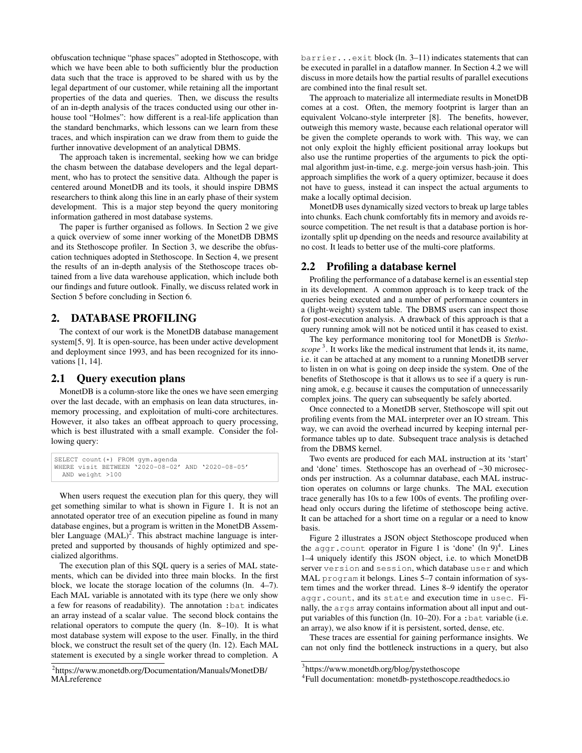obfuscation technique "phase spaces" adopted in Stethoscope, with which we have been able to both sufficiently blur the production data such that the trace is approved to be shared with us by the legal department of our customer, while retaining all the important properties of the data and queries. Then, we discuss the results of an in-depth analysis of the traces conducted using our other in-house tool "Holmes": how different is a real-life application than the standard benchmarks, which lessons can we learn from these traces, and which inspiration can we draw from them to guide the further innovative development of an analytical DBMS.

The approach taken is incremental, seeking how we can bridge the chasm between the database developers and the legal department, who has to protect the sensitive data. Although the paper is centered around MonetDB and its tools, it should inspire DBMS researchers to think along this line in an early phase of their system development. This is a major step beyond the query monitoring information gathered in most database systems.

The paper is further organised as follows. In Section 2 we give a quick overview of some inner working of the MonetDB DBMS and its Stethoscope profiler. In Section 3, we describe the obfuscation techniques adopted in Stethoscope. In Section 4, we present the results of an in-depth analysis of the Stethoscope traces obtained from a live data warehouse application, which include both our findings and future outlook. Finally, we discuss related work in Section 5 before concluding in Section 6.

## 2. DATABASE PROFILING

The context of our work is the MonetDB database management system[5, 9]. It is open-source, has been under active development and deployment since 1993, and has been recognized for its innovations [1, 14].

### 2.1 Query execution plans

MonetDB is a column-store like the ones we have seen emerging over the last decade, with an emphasis on lean data structures, in-memory processing, and exploitation of multi-core architectures. However, it also takes an offbeat approach to query processing, which is best illustrated with a small example. Consider the following query:

```
SELECT count(*) FROM gym.agenda
WHERE visit BETWEEN '2020-08-02' AND '2020-08-05'
  AND weight >100
```

When users request the execution plan for this query, they will get something similar to what is shown in Figure 1. It is not an annotated operator tree of an execution pipeline as found in many database engines, but a program is written in the MonetDB Assembler Language (MAL)[2]. This abstract machine language is interpreted and supported by thousands of highly optimized and specialized algorithms.

The execution plan of this SQL query is a series of MAL statements, which can be divided into three main blocks. In the first block, we locate the storage location of the columns (ln. 4–7). Each MAL variable is annotated with its type (here we only show a few for reasons of readability). The annotation `:bat` indicates an array instead of a scalar value. The second block contains the relational operators to compute the query (ln. 8–10). It is what most database system will expose to the user. Finally, in the third block, we construct the result set of the query (ln. 12). Each MAL statement is executed by a single worker thread to completion. A `barrier...exit` block (ln. 3–11) indicates statements that can be executed in parallel in a dataflow manner. In Section 4.2 we will discuss in more details how the partial results of parallel executions are combined into the final result set.

The approach to materialize all intermediate results in MonetDB comes at a cost. Often, the memory footprint is larger than an equivalent Volcano-style interpreter [8]. The benefits, however, outweigh this memory waste, because each relational operator will be given the complete operands to work with. This way, we can not only exploit the highly efficient positional array lookups but also use the runtime properties of the arguments to pick the optimal algorithm just-in-time, e.g. merge-join versus hash-join. This approach simplifies the work of a query optimizer, because it does not have to guess, instead it can inspect the actual arguments to make a locally optimal decision.

MonetDB uses dynamically sized vectors to break up large tables into chunks. Each chunk comfortably fits in memory and avoids resource competition. The net result is that a database portion is horizontally split up dpending on the needs and resource availability at no cost. It leads to better use of the multi-core platforms.

### 2.2 Profiling a database kernel

Profiling the performance of a database kernel is an essential step in its development. A common approach is to keep track of the queries being executed and a number of performance counters in a (light-weight) system table. The DBMS users can inspect those for post-execution analysis. A drawback of this approach is that a query running amok will not be noticed until it has ceased to exist.

The key performance monitoring tool for MonetDB is *Stethoscope* [3]. It works like the medical instrument that lends it, its name, i.e. it can be attached at any moment to a running MonetDB server to listen in on what is going on deep inside the system. One of the benefits of Stethoscope is that it allows us to see if a query is running amok, e.g. because it causes the computation of unnecessarily complex joins. The query can subsequently be safely aborted.

Once connected to a MonetDB server, Stethoscope will spit out profiling events from the MAL interpreter over an IO stream. This way, we can avoid the overhead incurred by keeping internal performance tables up to date. Subsequent trace analysis is detached from the DBMS kernel.

Two events are produced for each MAL instruction at its 'start' and 'done' times. Stethoscope has an overhead of ~30 microseconds per instruction. As a columnar database, each MAL instruction operates on columns or large chunks. The MAL execution trace generally has 10s to a few 100s of events. The profiling overhead only occurs during the lifetime of stethoscope being active. It can be attached for a short time on a regular or a need to know basis.

Figure 2 illustrates a JSON object Stethoscope produced when the `aggr.count` operator in Figure 1 is 'done' (ln 9)[4]. Lines 1–4 uniquely identify this JSON object, i.e. to which MonetDB server `version` and `session`, which database `user` and which MAL `program` it belongs. Lines 5–7 contain information of system times and the worker thread. Lines 8–9 identify the operator `aggr.count`, and its `state` and execution time in `usec`. Finally, the `args` array contains information about all input and output variables of this function (ln. 10–20). For a `:bat` variable (i.e. an array), we also know if it is persistent, sorted, dense, etc.

These traces are essential for gaining performance insights. We can not only find the bottleneck instructions in a query, but also

[2]https://www.monetdb.org/Documentation/Manuals/MonetDB/MALreference

[3]https://www.monetdb.org/blog/pystethoscope

[4]Full documentation: monetdb-pystethoscope.readthedocs.io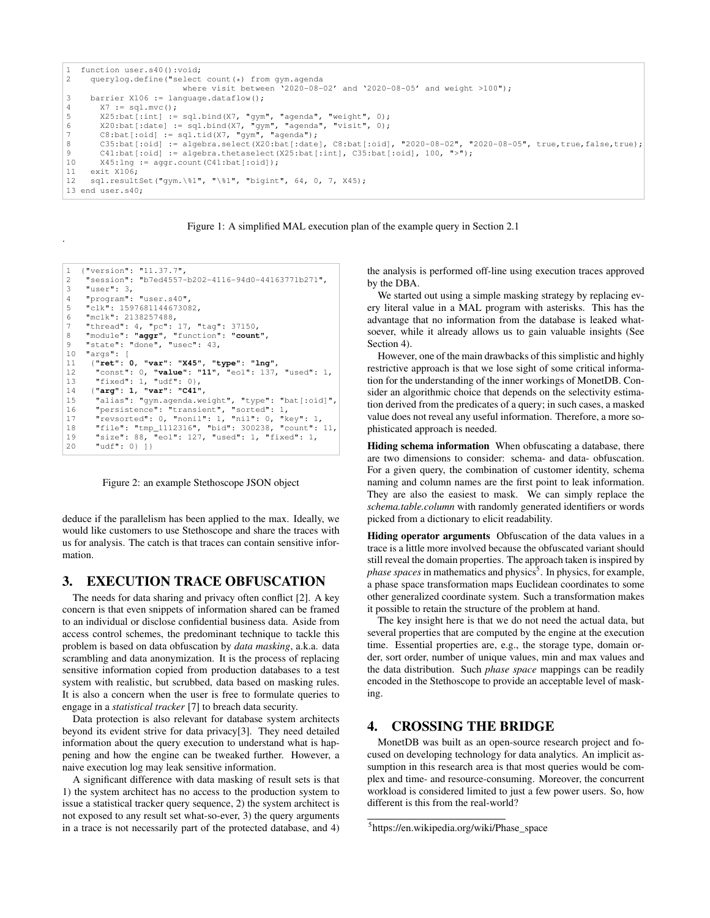```
1  function user.s40():void;
2    querylog.define("select count(*) from gym.agenda
                         where visit between '2020-08-02' and '2020-08-05' and weight >100");
3    barrier X106 := language.dataflow();
4      X7 := sql.mvc();
5      X25:bat[:int] := sql.bind(X7, "gym", "agenda", "weight", 0);
6      X20:bat[:date] := sql.bind(X7, "gym", "agenda", "visit", 0);
7      C8:bat[:oid] := sql.tid(X7, "gym", "agenda");
8      C35:bat[:oid] := algebra.select(X20:bat[:date], C8:bat[:oid], "2020-08-02", "2020-08-05", true,true,false,true);
9      C41:bat[:oid] := algebra.thetaselect(X25:bat[:int], C35:bat[:oid], 100, ">");
10     X45:lng := aggr.count(C41:bat[:oid]);
11   exit X106;
12   sql.resultSet("gym.\%1", "\%1", "bigint", 64, 0, 7, X45);
13 end user.s40;
```

Figure 1: A simplified MAL execution plan of the example query in Section 2.1

.

```
1  {"version": "11.37.7",
2   "session": "b7ed4557-b202-4116-94d0-44163771b271",
3   "user": 3,
4   "program": "user.s40",
5   "clk": 1597681144673082,
6   "mclk": 2138257488,
7   "thread": 4, "pc": 17, "tag": 37150,
8   "module": "aggr", "function": "count",
9   "state": "done", "usec": 43,
10  "args": [
11   {"ret": 0, "var": "X45", "type": "lng",
12    "const": 0, "value": "11", "eol": 137, "used": 1,
13    "fixed": 1, "udf": 0},
14   {"arg": 1, "var": "C41",
15    "alias": "gym.agenda.weight", "type": "bat[:oid]",
16    "persistence": "transient", "sorted": 1,
17    "revsorted": 0, "nonil": 1, "nil": 0, "key": 1,
18    "file": "tmp_1112316", "bid": 300238, "count": 11,
19    "size": 88, "eol": 127, "used": 1, "fixed": 1,
20    "udf": 0} ]}
```

Figure 2: an example Stethoscope JSON object

deduce if the parallelism has been applied to the max. Ideally, we would like customers to use Stethoscope and share the traces with us for analysis. The catch is that traces can contain sensitive information.

## 3. EXECUTION TRACE OBFUSCATION

The needs for data sharing and privacy often conflict [2]. A key concern is that even snippets of information shared can be framed to an individual or disclose confidential business data. Aside from access control schemes, the predominant technique to tackle this problem is based on data obfuscation by *data masking*, a.k.a. data scrambling and data anonymization. It is the process of replacing sensitive information copied from production databases to a test system with realistic, but scrubbed, data based on masking rules. It is also a concern when the user is free to formulate queries to engage in a *statistical tracker* [7] to breach data security.

Data protection is also relevant for database system architects beyond its evident strive for data privacy[3]. They need detailed information about the query execution to understand what is happening and how the engine can be tweaked further. However, a naive execution log may leak sensitive information.

A significant difference with data masking of result sets is that 1) the system architect has no access to the production system to issue a statistical tracker query sequence, 2) the system architect is not exposed to any result set what-so-ever, 3) the query arguments in a trace is not necessarily part of the protected database, and 4) the analysis is performed off-line using execution traces approved by the DBA.

We started out using a simple masking strategy by replacing every literal value in a MAL program with asterisks. This has the advantage that no information from the database is leaked whatsoever, while it already allows us to gain valuable insights (See Section 4).

However, one of the main drawbacks of this simplistic and highly restrictive approach is that we lose sight of some critical information for the understanding of the inner workings of MonetDB. Consider an algorithmic choice that depends on the selectivity estimation derived from the predicates of a query; in such cases, a masked value does not reveal any useful information. Therefore, a more sophisticated approach is needed.

**Hiding schema information** When obfuscating a database, there are two dimensions to consider: schema- and data- obfuscation. For a given query, the combination of customer identity, schema naming and column names are the first point to leak information. They are also the easiest to mask. We can simply replace the *schema.table.column* with randomly generated identifiers or words picked from a dictionary to elicit readability.

**Hiding operator arguments** Obfuscation of the data values in a trace is a little more involved because the obfuscated variant should still reveal the domain properties. The approach taken is inspired by *phase spaces* in mathematics and physics[5]. In physics, for example, a phase space transformation maps Euclidean coordinates to some other generalized coordinate system. Such a transformation makes it possible to retain the structure of the problem at hand.

The key insight here is that we do not need the actual data, but several properties that are computed by the engine at the execution time. Essential properties are, e.g., the storage type, domain order, sort order, number of unique values, min and max values and the data distribution. Such *phase space* mappings can be readily encoded in the Stethoscope to provide an acceptable level of masking.

## 4. CROSSING THE BRIDGE

MonetDB was built as an open-source research project and focused on developing technology for data analytics. An implicit assumption in this research area is that most queries would be complex and time- and resource-consuming. Moreover, the concurrent workload is considered limited to just a few power users. So, how different is this from the real-world?

[5] https://en.wikipedia.org/wiki/Phase_space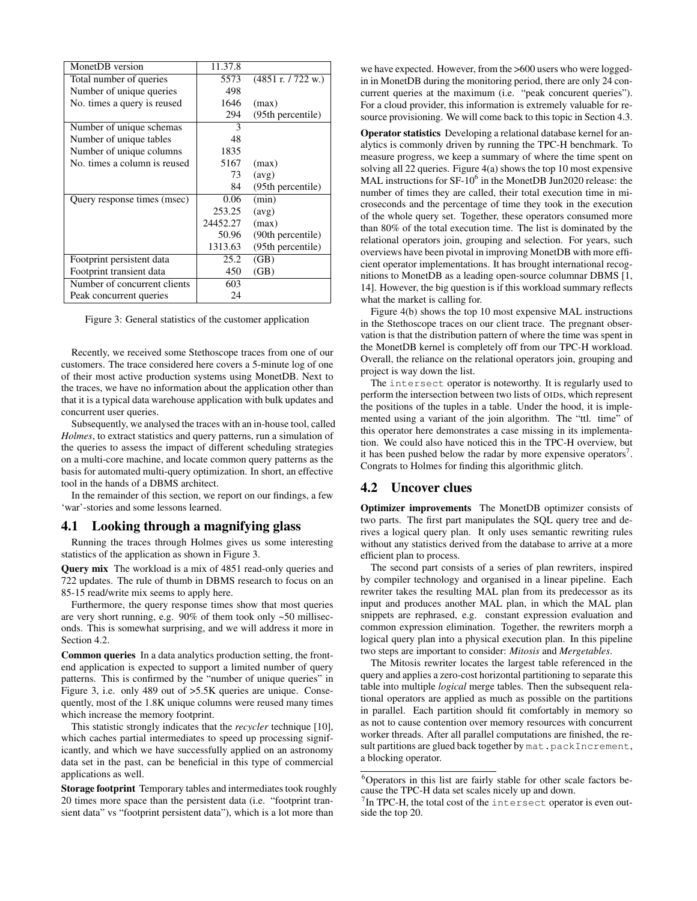| MonetDB version | 11.37.8 | |
|---|---|---|
| Total number of queries | 5573 | (4851 r. / 722 w.) |
| Number of unique queries | 498 | |
| No. times a query is reused | 1646 | (max) |
| | 294 | (95th percentile) |
| Number of unique schemas | 3 | |
| Number of unique tables | 48 | |
| Number of unique columns | 1835 | |
| No. times a column is reused | 5167 | (max) |
| | 73 | (avg) |
| | 84 | (95th percentile) |
| Query response times (msec) | 0.06 | (min) |
| | 253.25 | (avg) |
| | 24452.27 | (max) |
| | 50.96 | (90th percentile) |
| | 1313.63 | (95th percentile) |
| Footprint persistent data | 25.2 | (GB) |
| Footprint transient data | 450 | (GB) |
| Number of concurrent clients | 603 | |
| Peak concurrent queries | 24 | |

Figure 3: General statistics of the customer application

Recently, we received some Stethoscope traces from one of our customers. The trace considered here covers a 5-minute log of one of their most active production systems using MonetDB. Next to the traces, we have no information about the application other than that it is a typical data warehouse application with bulk updates and concurrent user queries.

Subsequently, we analysed the traces with an in-house tool, called *Holmes*, to extract statistics and query patterns, run a simulation of the queries to assess the impact of different scheduling strategies on a multi-core machine, and locate common query patterns as the basis for automated multi-query optimization. In short, an effective tool in the hands of a DBMS architect.

In the remainder of this section, we report on our findings, a few 'war'-stories and some lessons learned.

## 4.1 Looking through a magnifying glass

Running the traces through Holmes gives us some interesting statistics of the application as shown in Figure 3.

**Query mix** The workload is a mix of 4851 read-only queries and 722 updates. The rule of thumb in DBMS research to focus on an 85-15 read/write mix seems to apply here.

Furthermore, the query response times show that most queries are very short running, e.g. 90% of them took only ~50 milliseconds. This is somewhat surprising, and we will address it more in Section 4.2.

**Common queries** In a data analytics production setting, the front-end application is expected to support a limited number of query patterns. This is confirmed by the "number of unique queries" in Figure 3, i.e. only 489 out of >5.5K queries are unique. Consequently, most of the 1.8K unique columns were reused many times which increase the memory footprint.

This statistic strongly indicates that the *recycler* technique [10], which caches partial intermediates to speed up processing significantly, and which we have successfully applied on an astronomy data set in the past, can be beneficial in this type of commercial applications as well.

**Storage footprint** Temporary tables and intermediates took roughly 20 times more space than the persistent data (i.e. "footprint transient data" vs "footprint persistent data"), which is a lot more than we have expected. However, from the >600 users who were logged-in in MonetDB during the monitoring period, there are only 24 concurrent queries at the maximum (i.e. "peak concurent queries"). For a cloud provider, this information is extremely valuable for resource provisioning. We will come back to this topic in Section 4.3.

**Operator statistics** Developing a relational database kernel for analytics is commonly driven by running the TPC-H benchmark. To measure progress, we keep a summary of where the time spent on solving all 22 queries. Figure 4(a) shows the top 10 most expensive MAL instructions for SF-10[6] in the MonetDB Jun2020 release: the number of times they are called, their total execution time in microseconds and the percentage of time they took in the execution of the whole query set. Together, these operators consumed more than 80% of the total execution time. The list is dominated by the relational operators join, grouping and selection. For years, such overviews have been pivotal in improving MonetDB with more efficient operator implementations. It has brought international recognitions to MonetDB as a leading open-source columnar DBMS [1, 14]. However, the big question is if this workload summary reflects what the market is calling for.

Figure 4(b) shows the top 10 most expensive MAL instructions in the Stethoscope traces on our client trace. The pregnant observation is that the distribution pattern of where the time was spent in the MonetDB kernel is completely off from our TPC-H workload. Overall, the reliance on the relational operators join, grouping and project is way down the list.

The `intersect` operator is noteworthy. It is regularly used to perform the intersection between two lists of OIDs, which represent the positions of the tuples in a table. Under the hood, it is implemented using a variant of the join algorithm. The "ttl. time" of this operator here demonstrates a case missing in its implementation. We could also have noticed this in the TPC-H overview, but it has been pushed below the radar by more expensive operators[7]. Congrats to Holmes for finding this algorithmic glitch.

## 4.2 Uncover clues

**Optimizer improvements** The MonetDB optimizer consists of two parts. The first part manipulates the SQL query tree and derives a logical query plan. It only uses semantic rewriting rules without any statistics derived from the database to arrive at a more efficient plan to process.

The second part consists of a series of plan rewriters, inspired by compiler technology and organised in a linear pipeline. Each rewriter takes the resulting MAL plan from its predecessor as its input and produces another MAL plan, in which the MAL plan snippets are rephrased, e.g. constant expression evaluation and common expression elimination. Together, the rewriters morph a logical query plan into a physical execution plan. In this pipeline two steps are important to consider: *Mitosis* and *Mergetables*.

The Mitosis rewriter locates the largest table referenced in the query and applies a zero-cost horizontal partitioning to separate this table into multiple *logical* merge tables. Then the subsequent relational operators are applied as much as possible on the partitions in parallel. Each partition should fit comfortably in memory so as not to cause contention over memory resources with concurrent worker threads. After all parallel computations are finished, the result partitions are glued back together by `mat.packIncrement`, a blocking operator.

[6] Operators in this list are fairly stable for other scale factors because the TPC-H data set scales nicely up and down.

[7] In TPC-H, the total cost of the `intersect` operator is even outside the top 20.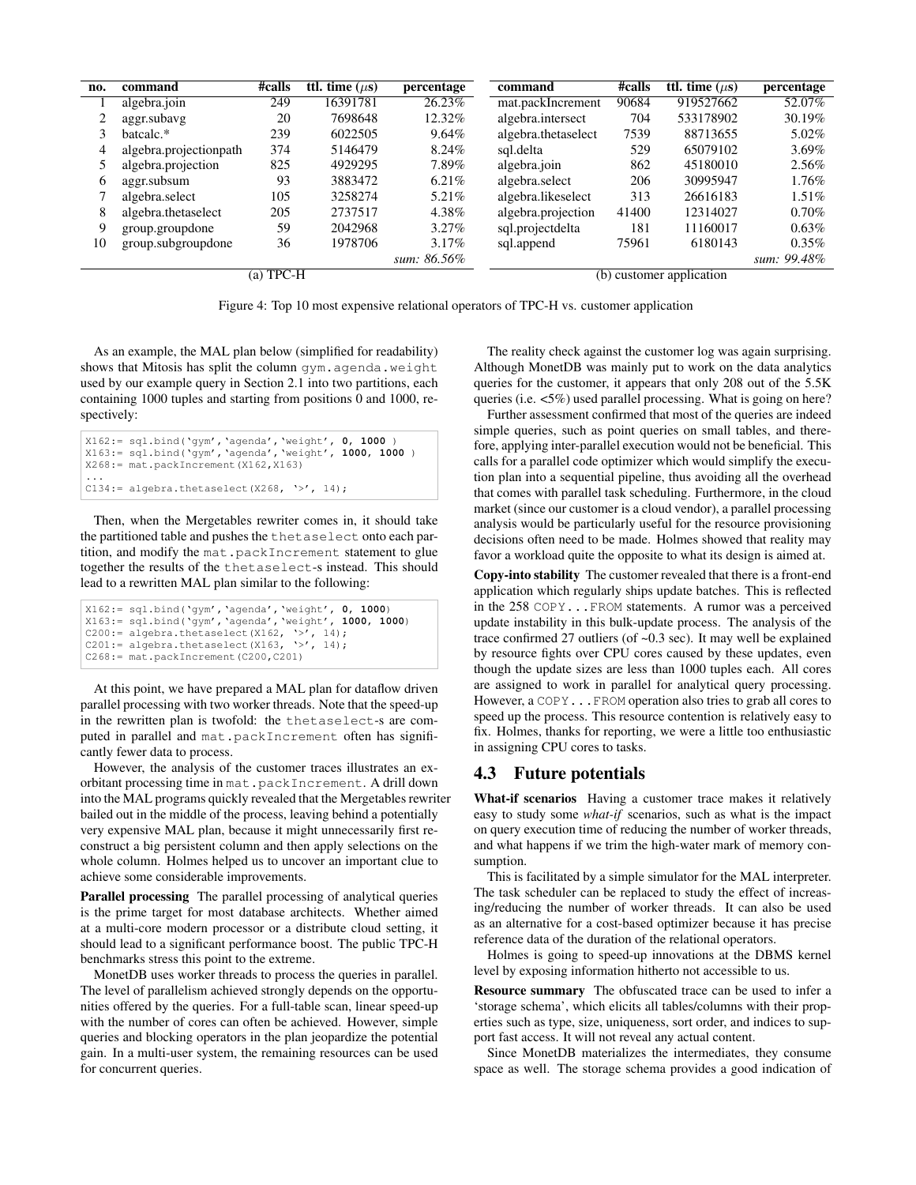| no. | command | #calls | ttl. time ($\mu$s) | percentage |
|---|---|---|---|---|
| 1 | algebra.join | 249 | 16391781 | 26.23% |
| 2 | aggr.subavg | 20 | 7698648 | 12.32% |
| 3 | batcalc.* | 239 | 6022505 | 9.64% |
| 4 | algebra.projectionpath | 374 | 5146479 | 8.24% |
| 5 | algebra.projection | 825 | 4929295 | 7.89% |
| 6 | aggr.subsum | 93 | 3883472 | 6.21% |
| 7 | algebra.select | 105 | 3258274 | 5.21% |
| 8 | algebra.thetaselect | 205 | 2737517 | 4.38% |
| 9 | group.groupdone | 59 | 2042968 | 3.27% |
| 10 | group.subgroupdone | 36 | 1978706 | 3.17% |
| | | | | *sum: 86.56%* |

(a) TPC-H

| command | #calls | ttl. time ($\mu$s) | percentage |
|---|---|---|---|
| mat.packIncrement | 90684 | 919527662 | 52.07% |
| algebra.intersect | 704 | 533178902 | 30.19% |
| algebra.thetaselect | 7539 | 88713655 | 5.02% |
| sql.delta | 529 | 65079102 | 3.69% |
| algebra.join | 862 | 45180010 | 2.56% |
| algebra.select | 206 | 30995947 | 1.76% |
| algebra.likeselect | 313 | 26616183 | 1.51% |
| algebra.projection | 41400 | 12314027 | 0.70% |
| sql.projectdelta | 181 | 11160017 | 0.63% |
| sql.append | 75961 | 6180143 | 0.35% |
| | | | *sum: 99.48%* |

(b) customer application

Figure 4: Top 10 most expensive relational operators of TPC-H vs. customer application

As an example, the MAL plan below (simplified for readability) shows that Mitosis has split the column `gym.agenda.weight` used by our example query in Section 2.1 into two partitions, each containing 1000 tuples and starting from positions 0 and 1000, respectively:

```
X162:= sql.bind('gym','agenda','weight', 0, 1000 )
X163:= sql.bind('gym','agenda','weight', 1000, 1000 )
X268:= mat.packIncrement(X162,X163)
...
C134:= algebra.thetaselect(X268, '>', 14);
```

Then, when the Mergetables rewriter comes in, it should take the partitioned table and pushes the `thetaselect` onto each partition, and modify the `mat.packIncrement` statement to glue together the results of the `thetaselect`-s instead. This should lead to a rewritten MAL plan similar to the following:

```
X162:= sql.bind('gym','agenda','weight', 0, 1000)
X163:= sql.bind('gym','agenda','weight', 1000, 1000)
C200:= algebra.thetaselect(X162, '>', 14);
C201:= algebra.thetaselect(X163, '>', 14);
C268:= mat.packIncrement(C200,C201)
```

At this point, we have prepared a MAL plan for dataflow driven parallel processing with two worker threads. Note that the speed-up in the rewritten plan is twofold: the `thetaselect`-s are computed in parallel and `mat.packIncrement` often has significantly fewer data to process.

However, the analysis of the customer traces illustrates an exorbitant processing time in `mat.packIncrement`. A drill down into the MAL programs quickly revealed that the Mergetables rewriter bailed out in the middle of the process, leaving behind a potentially very expensive MAL plan, because it might unnecessarily first reconstruct a big persistent column and then apply selections on the whole column. Holmes helped us to uncover an important clue to achieve some considerable improvements.

**Parallel processing** The parallel processing of analytical queries is the prime target for most database architects. Whether aimed at a multi-core modern processor or a distribute cloud setting, it should lead to a significant performance boost. The public TPC-H benchmarks stress this point to the extreme.

MonetDB uses worker threads to process the queries in parallel. The level of parallelism achieved strongly depends on the opportunities offered by the queries. For a full-table scan, linear speed-up with the number of cores can often be achieved. However, simple queries and blocking operators in the plan jeopardize the potential gain. In a multi-user system, the remaining resources can be used for concurrent queries.

The reality check against the customer log was again surprising. Although MonetDB was mainly put to work on the data analytics queries for the customer, it appears that only 208 out of the 5.5K queries (i.e. <5%) used parallel processing. What is going on here?

Further assessment confirmed that most of the queries are indeed simple queries, such as point queries on small tables, and therefore, applying inter-parallel execution would not be beneficial. This calls for a parallel code optimizer which would simplify the execution plan into a sequential pipeline, thus avoiding all the overhead that comes with parallel task scheduling. Furthermore, in the cloud market (since our customer is a cloud vendor), a parallel processing analysis would be particularly useful for the resource provisioning decisions often need to be made. Holmes showed that reality may favor a workload quite the opposite to what its design is aimed at.

**Copy-into stability** The customer revealed that there is a front-end application which regularly ships update batches. This is reflected in the 258 `COPY...FROM` statements. A rumor was a perceived update instability in this bulk-update process. The analysis of the trace confirmed 27 outliers (of ~0.3 sec). It may well be explained by resource fights over CPU cores caused by these updates, even though the update sizes are less than 1000 tuples each. All cores are assigned to work in parallel for analytical query processing. However, a `COPY...FROM` operation also tries to grab all cores to speed up the process. This resource contention is relatively easy to fix. Holmes, thanks for reporting, we were a little too enthusiastic in assigning CPU cores to tasks.

## 4.3 Future potentials

**What-if scenarios** Having a customer trace makes it relatively easy to study some *what-if* scenarios, such as what is the impact on query execution time of reducing the number of worker threads, and what happens if we trim the high-water mark of memory consumption.

This is facilitated by a simple simulator for the MAL interpreter. The task scheduler can be replaced to study the effect of increasing/reducing the number of worker threads. It can also be used as an alternative for a cost-based optimizer because it has precise reference data of the duration of the relational operators.

Holmes is going to speed-up innovations at the DBMS kernel level by exposing information hitherto not accessible to us.

**Resource summary** The obfuscated trace can be used to infer a 'storage schema', which elicits all tables/columns with their properties such as type, size, uniqueness, sort order, and indices to support fast access. It will not reveal any actual content.

Since MonetDB materializes the intermediates, they consume space as well. The storage schema provides a good indication of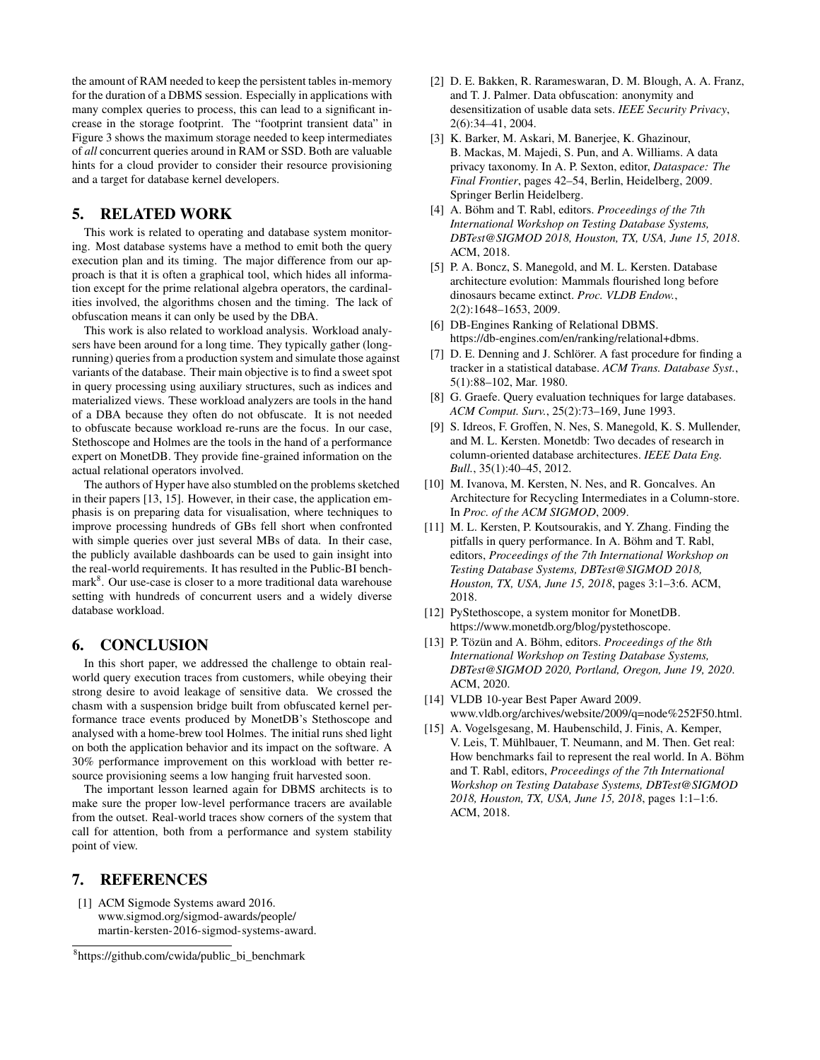the amount of RAM needed to keep the persistent tables in-memory for the duration of a DBMS session. Especially in applications with many complex queries to process, this can lead to a significant increase in the storage footprint. The "footprint transient data" in Figure 3 shows the maximum storage needed to keep intermediates of *all* concurrent queries around in RAM or SSD. Both are valuable hints for a cloud provider to consider their resource provisioning and a target for database kernel developers.

## 5. RELATED WORK

This work is related to operating and database system monitoring. Most database systems have a method to emit both the query execution plan and its timing. The major difference from our approach is that it is often a graphical tool, which hides all information except for the prime relational algebra operators, the cardinalities involved, the algorithms chosen and the timing. The lack of obfuscation means it can only be used by the DBA.

This work is also related to workload analysis. Workload analysers have been around for a long time. They typically gather (long-running) queries from a production system and simulate those against variants of the database. Their main objective is to find a sweet spot in query processing using auxiliary structures, such as indices and materialized views. These workload analyzers are tools in the hand of a DBA because they often do not obfuscate. It is not needed to obfuscate because workload re-runs are the focus. In our case, Stethoscope and Holmes are the tools in the hand of a performance expert on MonetDB. They provide fine-grained information on the actual relational operators involved.

The authors of Hyper have also stumbled on the problems sketched in their papers [13, 15]. However, in their case, the application emphasis is on preparing data for visualisation, where techniques to improve processing hundreds of GBs fell short when confronted with simple queries over just several MBs of data. In their case, the publicly available dashboards can be used to gain insight into the real-world requirements. It has resulted in the Public-BI benchmark[8]. Our use-case is closer to a more traditional data warehouse setting with hundreds of concurrent users and a widely diverse database workload.

## 6. CONCLUSION

In this short paper, we addressed the challenge to obtain real-world query execution traces from customers, while obeying their strong desire to avoid leakage of sensitive data. We crossed the chasm with a suspension bridge built from obfuscated kernel performance trace events produced by MonetDB's Stethoscope and analysed with a home-brew tool Holmes. The initial runs shed light on both the application behavior and its impact on the software. A 30% performance improvement on this workload with better resource provisioning seems a low hanging fruit harvested soon.

The important lesson learned again for DBMS architects is to make sure the proper low-level performance tracers are available from the outset. Real-world traces show corners of the system that call for attention, both from a performance and system stability point of view.

## 7. REFERENCES

[1] ACM Sigmode Systems award 2016. www.sigmod.org/sigmod-awards/people/martin-kersten-2016-sigmod-systems-award.

[2] D. E. Bakken, R. Rarameswaran, D. M. Blough, A. A. Franz, and T. J. Palmer. Data obfuscation: anonymity and desensitization of usable data sets. *IEEE Security Privacy*, 2(6):34–41, 2004.

[3] K. Barker, M. Askari, M. Banerjee, K. Ghazinour, B. Mackas, M. Majedi, S. Pun, and A. Williams. A data privacy taxonomy. In A. P. Sexton, editor, *Dataspace: The Final Frontier*, pages 42–54, Berlin, Heidelberg, 2009. Springer Berlin Heidelberg.

[4] A. Böhm and T. Rabl, editors. *Proceedings of the 7th International Workshop on Testing Database Systems, DBTest@SIGMOD 2018, Houston, TX, USA, June 15, 2018*. ACM, 2018.

[5] P. A. Boncz, S. Manegold, and M. L. Kersten. Database architecture evolution: Mammals flourished long before dinosaurs became extinct. *Proc. VLDB Endow.*, 2(2):1648–1653, 2009.

[6] DB-Engines Ranking of Relational DBMS. https://db-engines.com/en/ranking/relational+dbms.

[7] D. E. Denning and J. Schlörer. A fast procedure for finding a tracker in a statistical database. *ACM Trans. Database Syst.*, 5(1):88–102, Mar. 1980.

[8] G. Graefe. Query evaluation techniques for large databases. *ACM Comput. Surv.*, 25(2):73–169, June 1993.

[9] S. Idreos, F. Groffen, N. Nes, S. Manegold, K. S. Mullender, and M. L. Kersten. Monetdb: Two decades of research in column-oriented database architectures. *IEEE Data Eng. Bull.*, 35(1):40–45, 2012.

[10] M. Ivanova, M. Kersten, N. Nes, and R. Goncalves. An Architecture for Recycling Intermediates in a Column-store. In *Proc. of the ACM SIGMOD*, 2009.

[11] M. L. Kersten, P. Koutsourakis, and Y. Zhang. Finding the pitfalls in query performance. In A. Böhm and T. Rabl, editors, *Proceedings of the 7th International Workshop on Testing Database Systems, DBTest@SIGMOD 2018, Houston, TX, USA, June 15, 2018*, pages 3:1–3:6. ACM, 2018.

[12] PyStethoscope, a system monitor for MonetDB. https://www.monetdb.org/blog/pystethoscope.

[13] P. Tözün and A. Böhm, editors. *Proceedings of the 8th International Workshop on Testing Database Systems, DBTest@SIGMOD 2020, Portland, Oregon, June 19, 2020*. ACM, 2020.

[14] VLDB 10-year Best Paper Award 2009. www.vldb.org/archives/website/2009/q=node%252F50.html.

[15] A. Vogelsgesang, M. Haubenschild, J. Finis, A. Kemper, V. Leis, T. Mühlbauer, T. Neumann, and M. Then. Get real: How benchmarks fail to represent the real world. In A. Böhm and T. Rabl, editors, *Proceedings of the 7th International Workshop on Testing Database Systems, DBTest@SIGMOD 2018, Houston, TX, USA, June 15, 2018*, pages 1:1–1:6. ACM, 2018.

[8] https://github.com/cwida/public_bi_benchmark